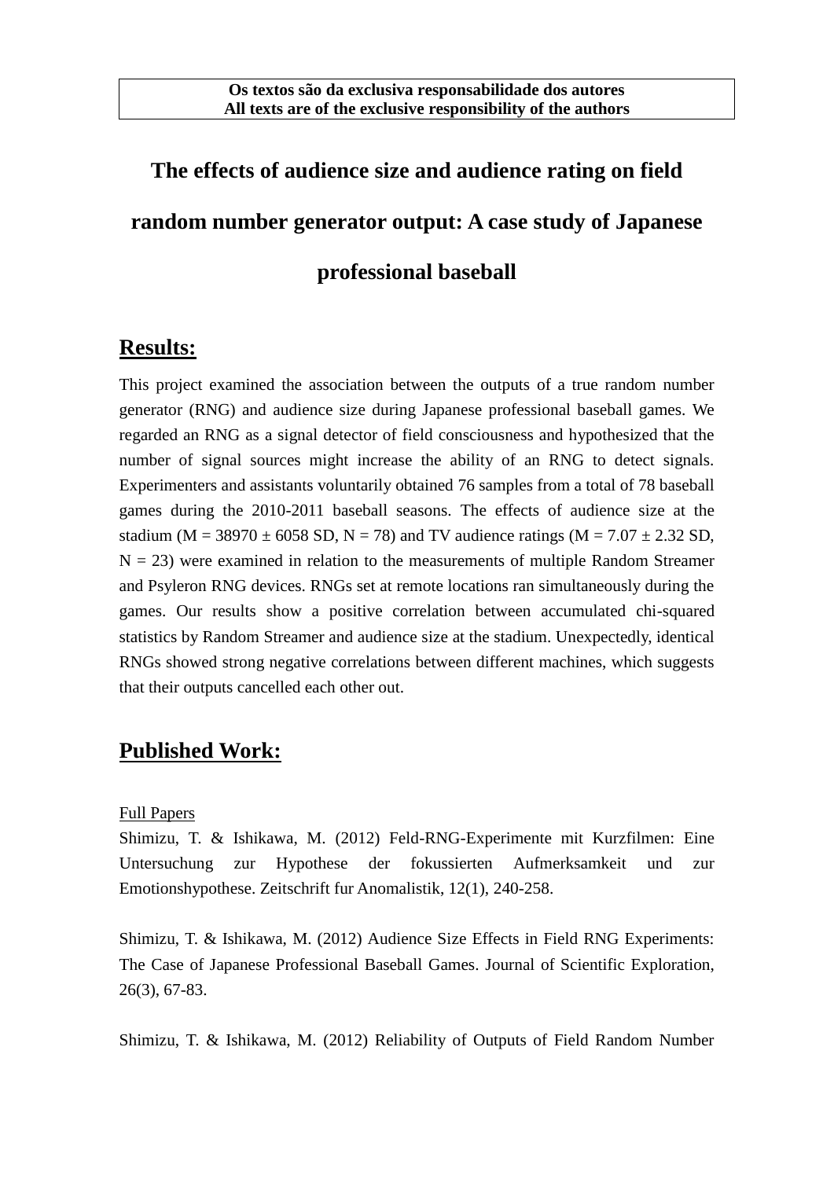**Os textos são da exclusiva responsabilidade dos autores**
**All texts are of the exclusive responsibility of the authors**

# The effects of audience size and audience rating on field random number generator output: A case study of Japanese professional baseball

## Results:

This project examined the association between the outputs of a true random number generator (RNG) and audience size during Japanese professional baseball games. We regarded an RNG as a signal detector of field consciousness and hypothesized that the number of signal sources might increase the ability of an RNG to detect signals. Experimenters and assistants voluntarily obtained 76 samples from a total of 78 baseball games during the 2010-2011 baseball seasons. The effects of audience size at the stadium ($M = 38970 \pm 6058$ SD, $N = 78$) and TV audience ratings ($M = 7.07 \pm 2.32$ SD, $N = 23$) were examined in relation to the measurements of multiple Random Streamer and Psyleron RNG devices. RNGs set at remote locations ran simultaneously during the games. Our results show a positive correlation between accumulated chi-squared statistics by Random Streamer and audience size at the stadium. Unexpectedly, identical RNGs showed strong negative correlations between different machines, which suggests that their outputs cancelled each other out.

## Published Work:

Full Papers

Shimizu, T. & Ishikawa, M. (2012) Feld-RNG-Experimente mit Kurzfilmen: Eine Untersuchung zur Hypothese der fokussierten Aufmerksamkeit und zur Emotionshypothese. Zeitschrift fur Anomalistik, 12(1), 240-258.

Shimizu, T. & Ishikawa, M. (2012) Audience Size Effects in Field RNG Experiments: The Case of Japanese Professional Baseball Games. Journal of Scientific Exploration, 26(3), 67-83.

Shimizu, T. & Ishikawa, M. (2012) Reliability of Outputs of Field Random Number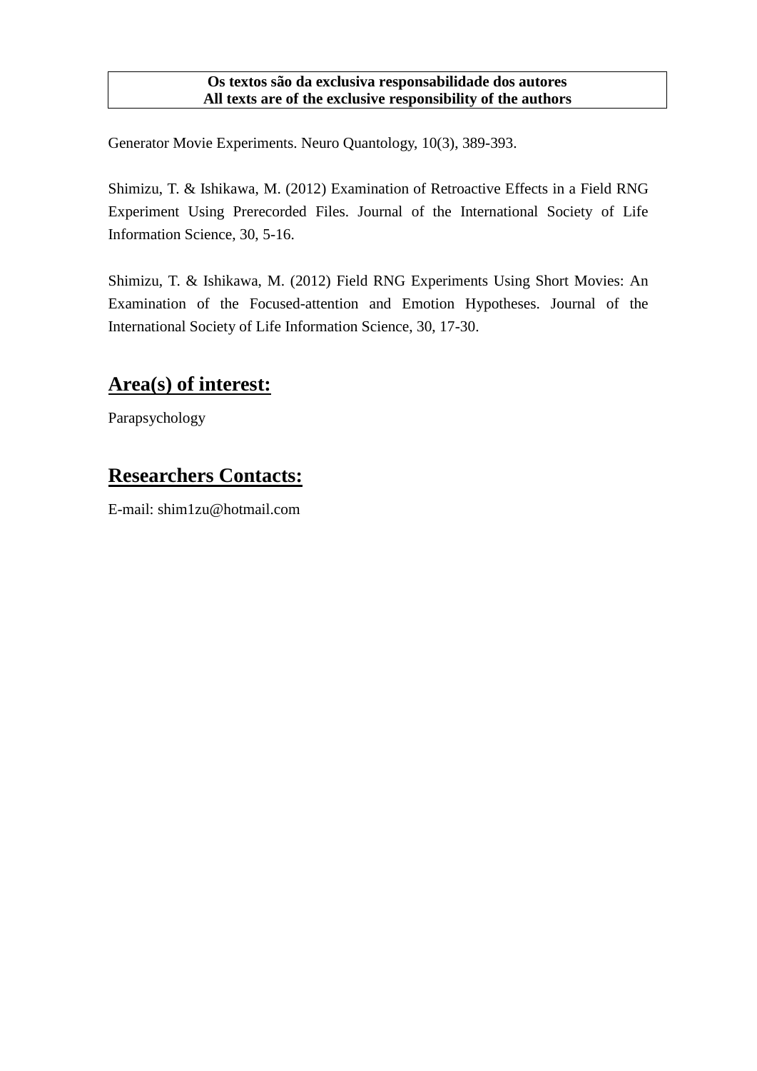Generator Movie Experiments. Neuro Quantology, 10(3), 389-393.

Shimizu, T. & Ishikawa, M. (2012) Examination of Retroactive Effects in a Field RNG Experiment Using Prerecorded Files. Journal of the International Society of Life Information Science, 30, 5-16.

Shimizu, T. & Ishikawa, M. (2012) Field RNG Experiments Using Short Movies: An Examination of the Focused-attention and Emotion Hypotheses. Journal of the International Society of Life Information Science, 30, 17-30.

## Area(s) of interest:

Parapsychology

## Researchers Contacts:

E-mail: shim1zu@hotmail.com